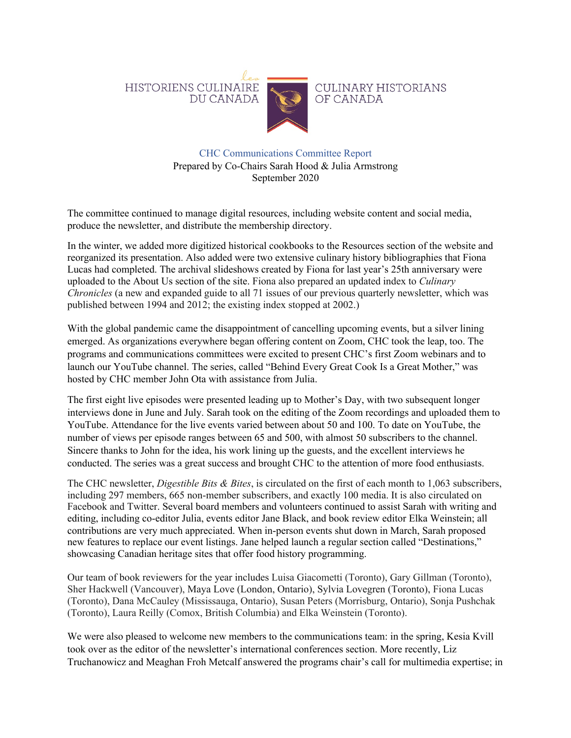HISTORIENS CULINAIRE *les* DU CANADA — CULINARY HISTORIANS OF CANADA

CHC Communications Committee Report
Prepared by Co-Chairs Sarah Hood & Julia Armstrong
September 2020

The committee continued to manage digital resources, including website content and social media, produce the newsletter, and distribute the membership directory.

In the winter, we added more digitized historical cookbooks to the Resources section of the website and reorganized its presentation. Also added were two extensive culinary history bibliographies that Fiona Lucas had completed. The archival slideshows created by Fiona for last year's 25th anniversary were uploaded to the About Us section of the site. Fiona also prepared an updated index to *Culinary Chronicles* (a new and expanded guide to all 71 issues of our previous quarterly newsletter, which was published between 1994 and 2012; the existing index stopped at 2002.)

With the global pandemic came the disappointment of cancelling upcoming events, but a silver lining emerged. As organizations everywhere began offering content on Zoom, CHC took the leap, too. The programs and communications committees were excited to present CHC's first Zoom webinars and to launch our YouTube channel. The series, called "Behind Every Great Cook Is a Great Mother," was hosted by CHC member John Ota with assistance from Julia.

The first eight live episodes were presented leading up to Mother's Day, with two subsequent longer interviews done in June and July. Sarah took on the editing of the Zoom recordings and uploaded them to YouTube. Attendance for the live events varied between about 50 and 100. To date on YouTube, the number of views per episode ranges between 65 and 500, with almost 50 subscribers to the channel. Sincere thanks to John for the idea, his work lining up the guests, and the excellent interviews he conducted. The series was a great success and brought CHC to the attention of more food enthusiasts.

The CHC newsletter, *Digestible Bits & Bites*, is circulated on the first of each month to 1,063 subscribers, including 297 members, 665 non-member subscribers, and exactly 100 media. It is also circulated on Facebook and Twitter. Several board members and volunteers continued to assist Sarah with writing and editing, including co-editor Julia, events editor Jane Black, and book review editor Elka Weinstein; all contributions are very much appreciated. When in-person events shut down in March, Sarah proposed new features to replace our event listings. Jane helped launch a regular section called "Destinations," showcasing Canadian heritage sites that offer food history programming.

Our team of book reviewers for the year includes Luisa Giacometti (Toronto), Gary Gillman (Toronto), Sher Hackwell (Vancouver), Maya Love (London, Ontario), Sylvia Lovegren (Toronto), Fiona Lucas (Toronto), Dana McCauley (Mississauga, Ontario), Susan Peters (Morrisburg, Ontario), Sonja Pushchak (Toronto), Laura Reilly (Comox, British Columbia) and Elka Weinstein (Toronto).

We were also pleased to welcome new members to the communications team: in the spring, Kesia Kvill took over as the editor of the newsletter's international conferences section. More recently, Liz Truchanowicz and Meaghan Froh Metcalf answered the programs chair's call for multimedia expertise; in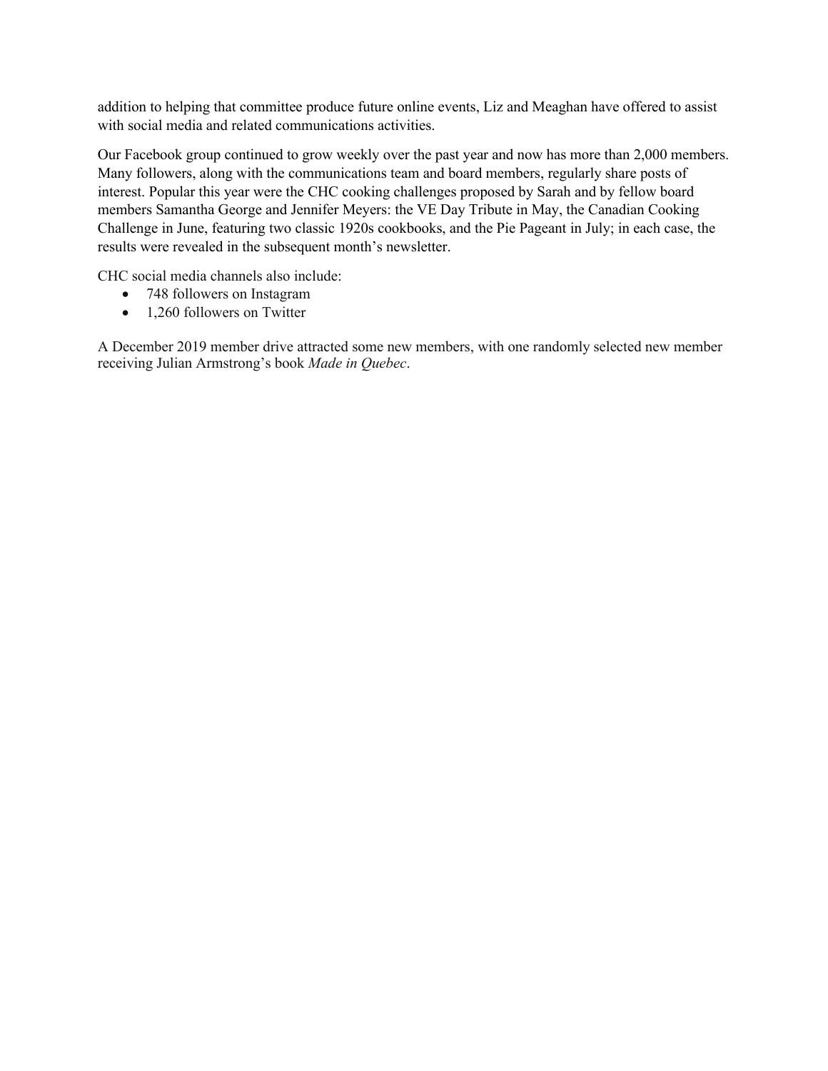addition to helping that committee produce future online events, Liz and Meaghan have offered to assist with social media and related communications activities.

Our Facebook group continued to grow weekly over the past year and now has more than 2,000 members. Many followers, along with the communications team and board members, regularly share posts of interest. Popular this year were the CHC cooking challenges proposed by Sarah and by fellow board members Samantha George and Jennifer Meyers: the VE Day Tribute in May, the Canadian Cooking Challenge in June, featuring two classic 1920s cookbooks, and the Pie Pageant in July; in each case, the results were revealed in the subsequent month's newsletter.

CHC social media channels also include:

- 748 followers on Instagram
- 1,260 followers on Twitter

A December 2019 member drive attracted some new members, with one randomly selected new member receiving Julian Armstrong's book *Made in Quebec*.